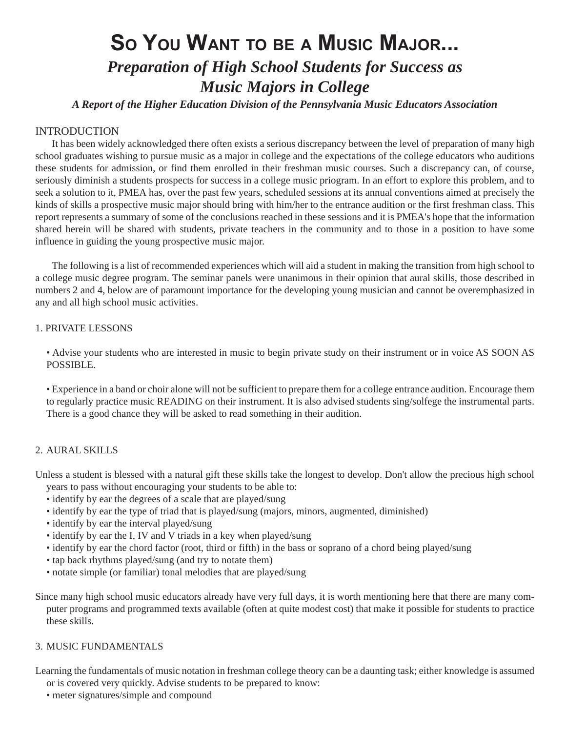# So You Want to be a Music Major...

## *Preparation of High School Students for Success as Music Majors in College*

***A Report of the Higher Education Division of the Pennsylvania Music Educators Association***

INTRODUCTION

It has been widely acknowledged there often exists a serious discrepancy between the level of preparation of many high school graduates wishing to pursue music as a major in college and the expectations of the college educators who auditions these students for admission, or find them enrolled in their freshman music courses. Such a discrepancy can, of course, seriously diminish a students prospects for success in a college music priogram. In an effort to explore this problem, and to seek a solution to it, PMEA has, over the past few years, scheduled sessions at its annual conventions aimed at precisely the kinds of skills a prospective music major should bring with him/her to the entrance audition or the first freshman class. This report represents a summary of some of the conclusions reached in these sessions and it is PMEA's hope that the information shared herein will be shared with students, private teachers in the community and to those in a position to have some influence in guiding the young prospective music major.

The following is a list of recommended experiences which will aid a student in making the transition from high school to a college music degree program. The seminar panels were unanimous in their opinion that aural skills, those described in numbers 2 and 4, below are of paramount importance for the developing young musician and cannot be overemphasized in any and all high school music activities.

1. PRIVATE LESSONS

- Advise your students who are interested in music to begin private study on their instrument or in voice AS SOON AS POSSIBLE.

- Experience in a band or choir alone will not be sufficient to prepare them for a college entrance audition. Encourage them to regularly practice music READING on their instrument. It is also advised students sing/solfege the instrumental parts. There is a good chance they will be asked to read something in their audition.

2. AURAL SKILLS

Unless a student is blessed with a natural gift these skills take the longest to develop. Don't allow the precious high school years to pass without encouraging your students to be able to:

- identify by ear the degrees of a scale that are played/sung
- identify by ear the type of triad that is played/sung (majors, minors, augmented, diminished)
- identify by ear the interval played/sung
- identify by ear the I, IV and V triads in a key when played/sung
- identify by ear the chord factor (root, third or fifth) in the bass or soprano of a chord being played/sung
- tap back rhythms played/sung (and try to notate them)
- notate simple (or familiar) tonal melodies that are played/sung

Since many high school music educators already have very full days, it is worth mentioning here that there are many computer programs and programmed texts available (often at quite modest cost) that make it possible for students to practice these skills.

3. MUSIC FUNDAMENTALS

Learning the fundamentals of music notation in freshman college theory can be a daunting task; either knowledge is assumed or is covered very quickly. Advise students to be prepared to know:

- meter signatures/simple and compound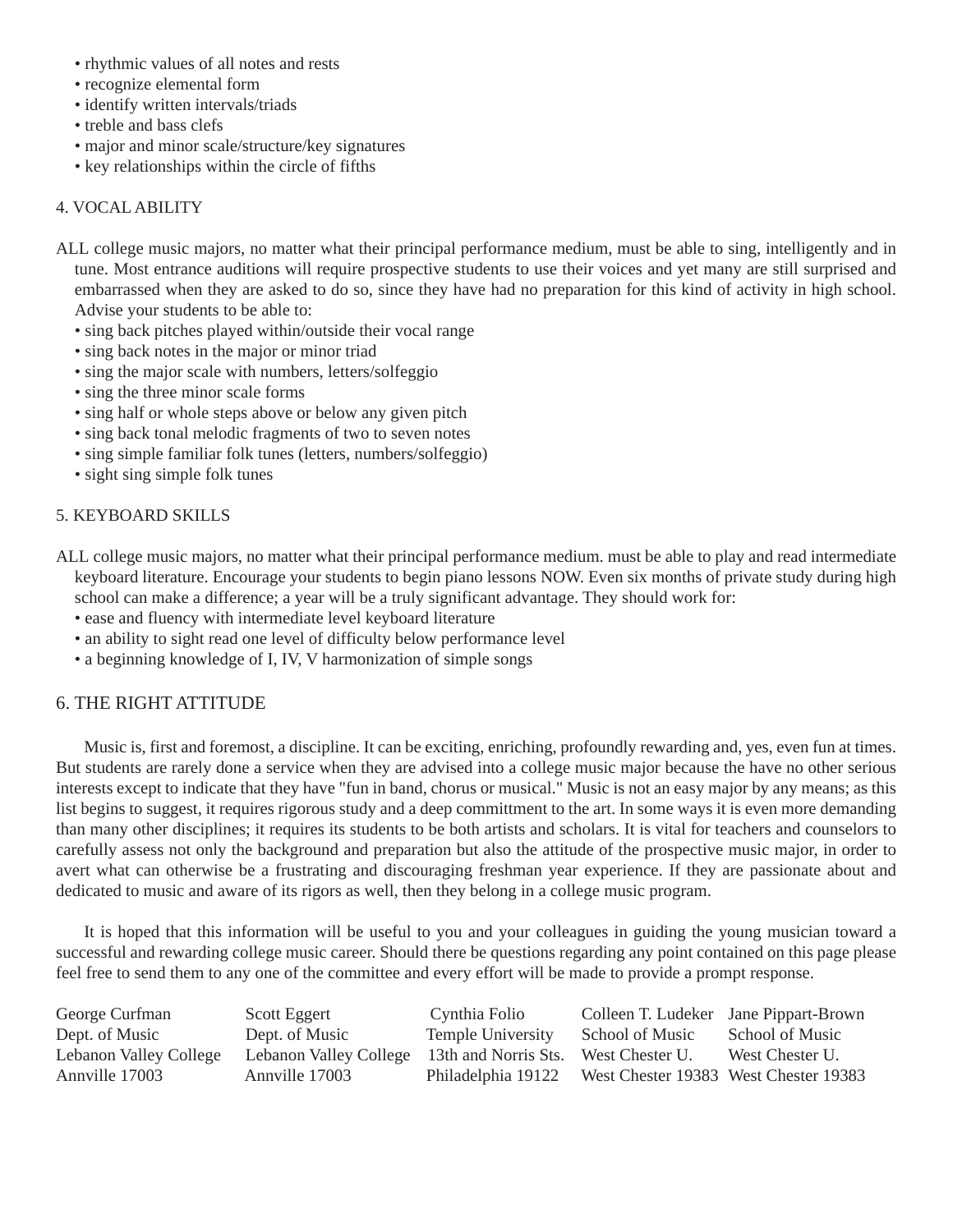- rhythmic values of all notes and rests
- recognize elemental form
- identify written intervals/triads
- treble and bass clefs
- major and minor scale/structure/key signatures
- key relationships within the circle of fifths

## 4. VOCAL ABILITY

ALL college music majors, no matter what their principal performance medium, must be able to sing, intelligently and in tune. Most entrance auditions will require prospective students to use their voices and yet many are still surprised and embarrassed when they are asked to do so, since they have had no preparation for this kind of activity in high school. Advise your students to be able to:

- sing back pitches played within/outside their vocal range
- sing back notes in the major or minor triad
- sing the major scale with numbers, letters/solfeggio
- sing the three minor scale forms
- sing half or whole steps above or below any given pitch
- sing back tonal melodic fragments of two to seven notes
- sing simple familiar folk tunes (letters, numbers/solfeggio)
- sight sing simple folk tunes

## 5. KEYBOARD SKILLS

ALL college music majors, no matter what their principal performance medium. must be able to play and read intermediate keyboard literature. Encourage your students to begin piano lessons NOW. Even six months of private study during high school can make a difference; a year will be a truly significant advantage. They should work for:

- ease and fluency with intermediate level keyboard literature
- an ability to sight read one level of difficulty below performance level
- a beginning knowledge of I, IV, V harmonization of simple songs

## 6. THE RIGHT ATTITUDE

Music is, first and foremost, a discipline. It can be exciting, enriching, profoundly rewarding and, yes, even fun at times. But students are rarely done a service when they are advised into a college music major because the have no other serious interests except to indicate that they have "fun in band, chorus or musical." Music is not an easy major by any means; as this list begins to suggest, it requires rigorous study and a deep committment to the art. In some ways it is even more demanding than many other disciplines; it requires its students to be both artists and scholars. It is vital for teachers and counselors to carefully assess not only the background and preparation but also the attitude of the prospective music major, in order to avert what can otherwise be a frustrating and discouraging freshman year experience. If they are passionate about and dedicated to music and aware of its rigors as well, then they belong in a college music program.

It is hoped that this information will be useful to you and your colleagues in guiding the young musician toward a successful and rewarding college music career. Should there be questions regarding any point contained on this page please feel free to send them to any one of the committee and every effort will be made to provide a prompt response.

| | | | | |
|---|---|---|---|---|
| George Curfman | Scott Eggert | Cynthia Folio | Colleen T. Ludeker | Jane Pippart-Brown |
| Dept. of Music | Dept. of Music | Temple University | School of Music | School of Music |
| Lebanon Valley College | Lebanon Valley College | 13th and Norris Sts. | West Chester U. | West Chester U. |
| Annville 17003 | Annville 17003 | Philadelphia 19122 | West Chester 19383 | West Chester 19383 |